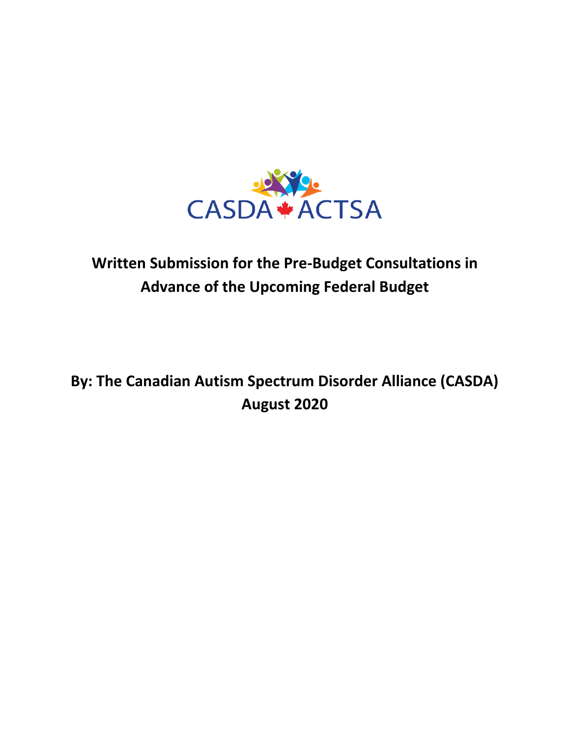CASDA ACTSA

# Written Submission for the Pre-Budget Consultations in Advance of the Upcoming Federal Budget

**By: The Canadian Autism Spectrum Disorder Alliance (CASDA)**
**August 2020**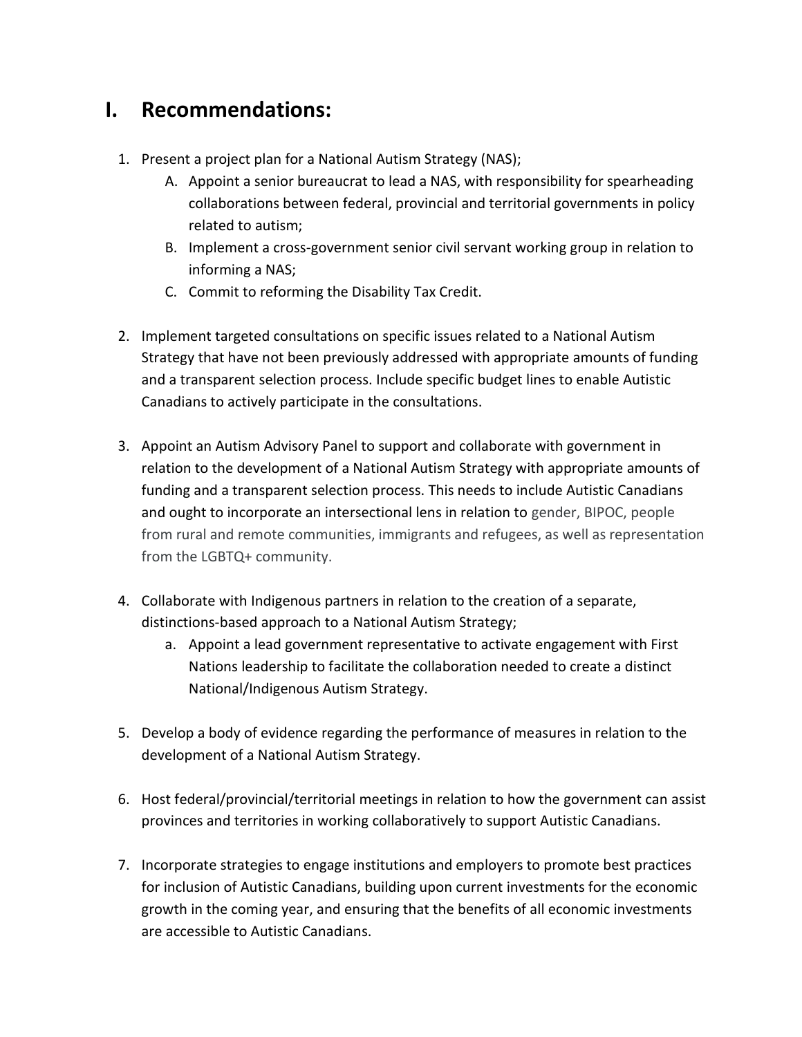# I. Recommendations:

1. Present a project plan for a National Autism Strategy (NAS);
   A. Appoint a senior bureaucrat to lead a NAS, with responsibility for spearheading collaborations between federal, provincial and territorial governments in policy related to autism;
   B. Implement a cross-government senior civil servant working group in relation to informing a NAS;
   C. Commit to reforming the Disability Tax Credit.

2. Implement targeted consultations on specific issues related to a National Autism Strategy that have not been previously addressed with appropriate amounts of funding and a transparent selection process. Include specific budget lines to enable Autistic Canadians to actively participate in the consultations.

3. Appoint an Autism Advisory Panel to support and collaborate with government in relation to the development of a National Autism Strategy with appropriate amounts of funding and a transparent selection process. This needs to include Autistic Canadians and ought to incorporate an intersectional lens in relation to gender, BIPOC, people from rural and remote communities, immigrants and refugees, as well as representation from the LGBTQ+ community.

4. Collaborate with Indigenous partners in relation to the creation of a separate, distinctions-based approach to a National Autism Strategy;
   a. Appoint a lead government representative to activate engagement with First Nations leadership to facilitate the collaboration needed to create a distinct National/Indigenous Autism Strategy.

5. Develop a body of evidence regarding the performance of measures in relation to the development of a National Autism Strategy.

6. Host federal/provincial/territorial meetings in relation to how the government can assist provinces and territories in working collaboratively to support Autistic Canadians.

7. Incorporate strategies to engage institutions and employers to promote best practices for inclusion of Autistic Canadians, building upon current investments for the economic growth in the coming year, and ensuring that the benefits of all economic investments are accessible to Autistic Canadians.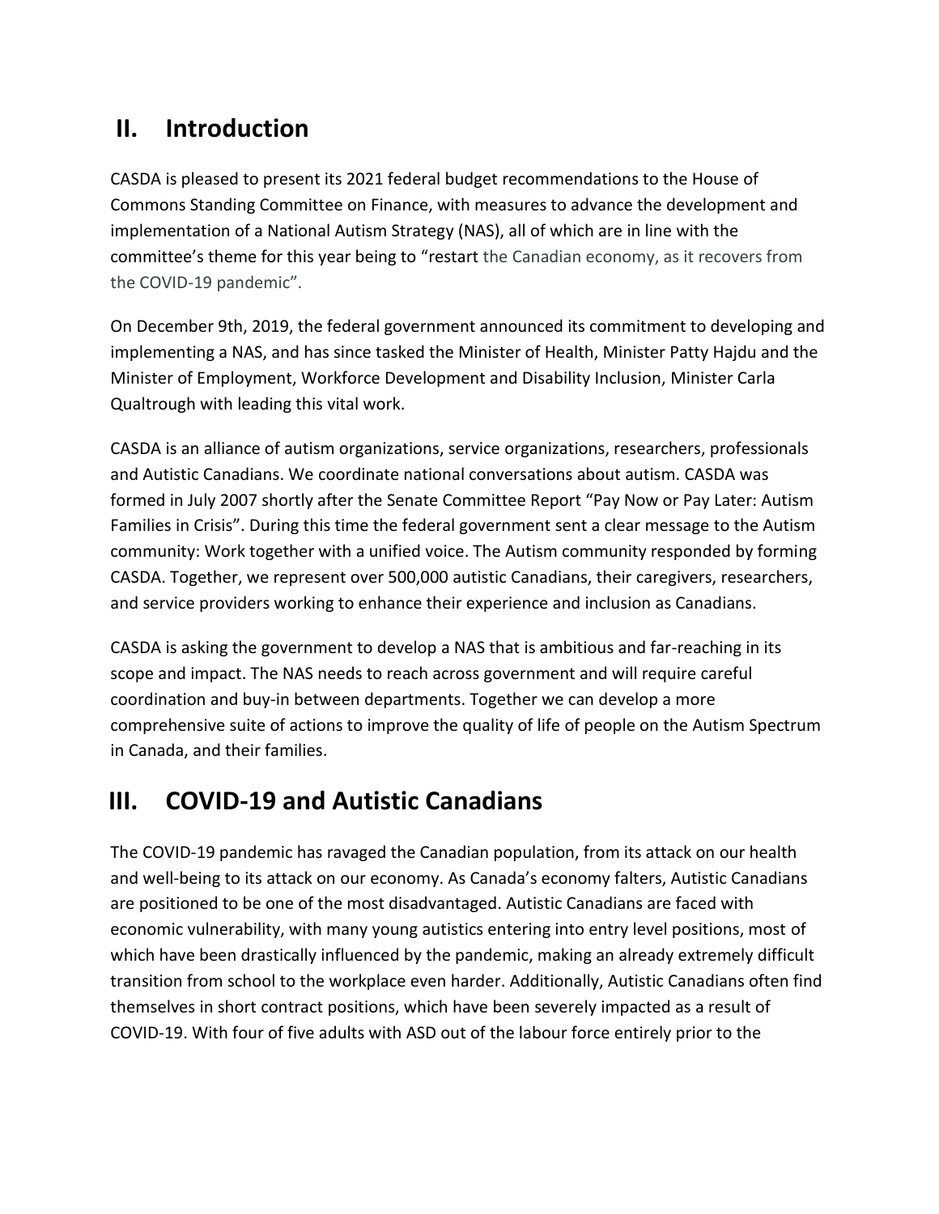## II. Introduction

CASDA is pleased to present its 2021 federal budget recommendations to the House of Commons Standing Committee on Finance, with measures to advance the development and implementation of a National Autism Strategy (NAS), all of which are in line with the committee's theme for this year being to "restart the Canadian economy, as it recovers from the COVID-19 pandemic".

On December 9th, 2019, the federal government announced its commitment to developing and implementing a NAS, and has since tasked the Minister of Health, Minister Patty Hajdu and the Minister of Employment, Workforce Development and Disability Inclusion, Minister Carla Qualtrough with leading this vital work.

CASDA is an alliance of autism organizations, service organizations, researchers, professionals and Autistic Canadians. We coordinate national conversations about autism. CASDA was formed in July 2007 shortly after the Senate Committee Report "Pay Now or Pay Later: Autism Families in Crisis". During this time the federal government sent a clear message to the Autism community: Work together with a unified voice. The Autism community responded by forming CASDA. Together, we represent over 500,000 autistic Canadians, their caregivers, researchers, and service providers working to enhance their experience and inclusion as Canadians.

CASDA is asking the government to develop a NAS that is ambitious and far-reaching in its scope and impact. The NAS needs to reach across government and will require careful coordination and buy-in between departments. Together we can develop a more comprehensive suite of actions to improve the quality of life of people on the Autism Spectrum in Canada, and their families.

## III. COVID-19 and Autistic Canadians

The COVID-19 pandemic has ravaged the Canadian population, from its attack on our health and well-being to its attack on our economy. As Canada's economy falters, Autistic Canadians are positioned to be one of the most disadvantaged. Autistic Canadians are faced with economic vulnerability, with many young autistics entering into entry level positions, most of which have been drastically influenced by the pandemic, making an already extremely difficult transition from school to the workplace even harder. Additionally, Autistic Canadians often find themselves in short contract positions, which have been severely impacted as a result of COVID-19. With four of five adults with ASD out of the labour force entirely prior to the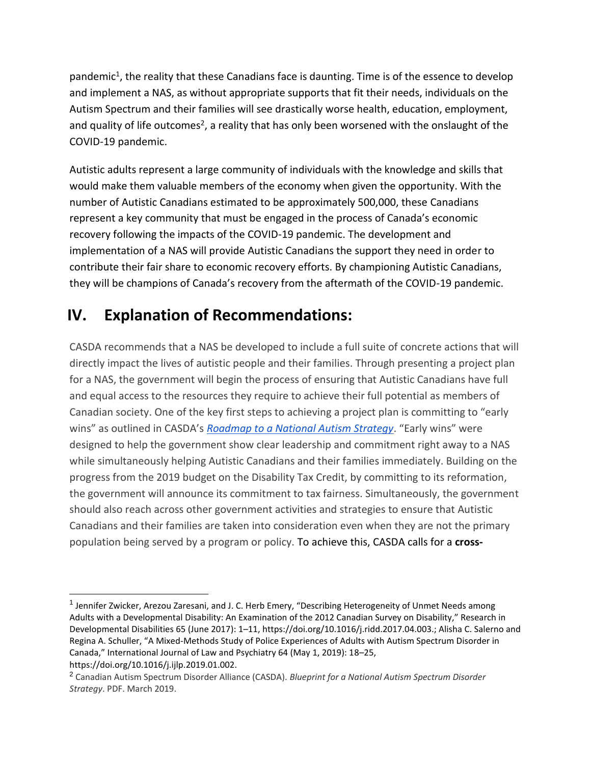pandemic[1], the reality that these Canadians face is daunting. Time is of the essence to develop and implement a NAS, as without appropriate supports that fit their needs, individuals on the Autism Spectrum and their families will see drastically worse health, education, employment, and quality of life outcomes[2], a reality that has only been worsened with the onslaught of the COVID-19 pandemic.

Autistic adults represent a large community of individuals with the knowledge and skills that would make them valuable members of the economy when given the opportunity. With the number of Autistic Canadians estimated to be approximately 500,000, these Canadians represent a key community that must be engaged in the process of Canada's economic recovery following the impacts of the COVID-19 pandemic. The development and implementation of a NAS will provide Autistic Canadians the support they need in order to contribute their fair share to economic recovery efforts. By championing Autistic Canadians, they will be champions of Canada's recovery from the aftermath of the COVID-19 pandemic.

## IV. Explanation of Recommendations:

CASDA recommends that a NAS be developed to include a full suite of concrete actions that will directly impact the lives of autistic people and their families. Through presenting a project plan for a NAS, the government will begin the process of ensuring that Autistic Canadians have full and equal access to the resources they require to achieve their full potential as members of Canadian society. One of the key first steps to achieving a project plan is committing to "early wins" as outlined in CASDA's [*Roadmap to a National Autism Strategy*](). "Early wins" were designed to help the government show clear leadership and commitment right away to a NAS while simultaneously helping Autistic Canadians and their families immediately. Building on the progress from the 2019 budget on the Disability Tax Credit, by committing to its reformation, the government will announce its commitment to tax fairness. Simultaneously, the government should also reach across other government activities and strategies to ensure that Autistic Canadians and their families are taken into consideration even when they are not the primary population being served by a program or policy. To achieve this, CASDA calls for a **cross-**

---

[1] Jennifer Zwicker, Arezou Zaresani, and J. C. Herb Emery, "Describing Heterogeneity of Unmet Needs among Adults with a Developmental Disability: An Examination of the 2012 Canadian Survey on Disability," Research in Developmental Disabilities 65 (June 2017): 1–11, https://doi.org/10.1016/j.ridd.2017.04.003.; Alisha C. Salerno and Regina A. Schuller, "A Mixed-Methods Study of Police Experiences of Adults with Autism Spectrum Disorder in Canada," International Journal of Law and Psychiatry 64 (May 1, 2019): 18–25, https://doi.org/10.1016/j.ijlp.2019.01.002.

[2] Canadian Autism Spectrum Disorder Alliance (CASDA). *Blueprint for a National Autism Spectrum Disorder Strategy*. PDF. March 2019.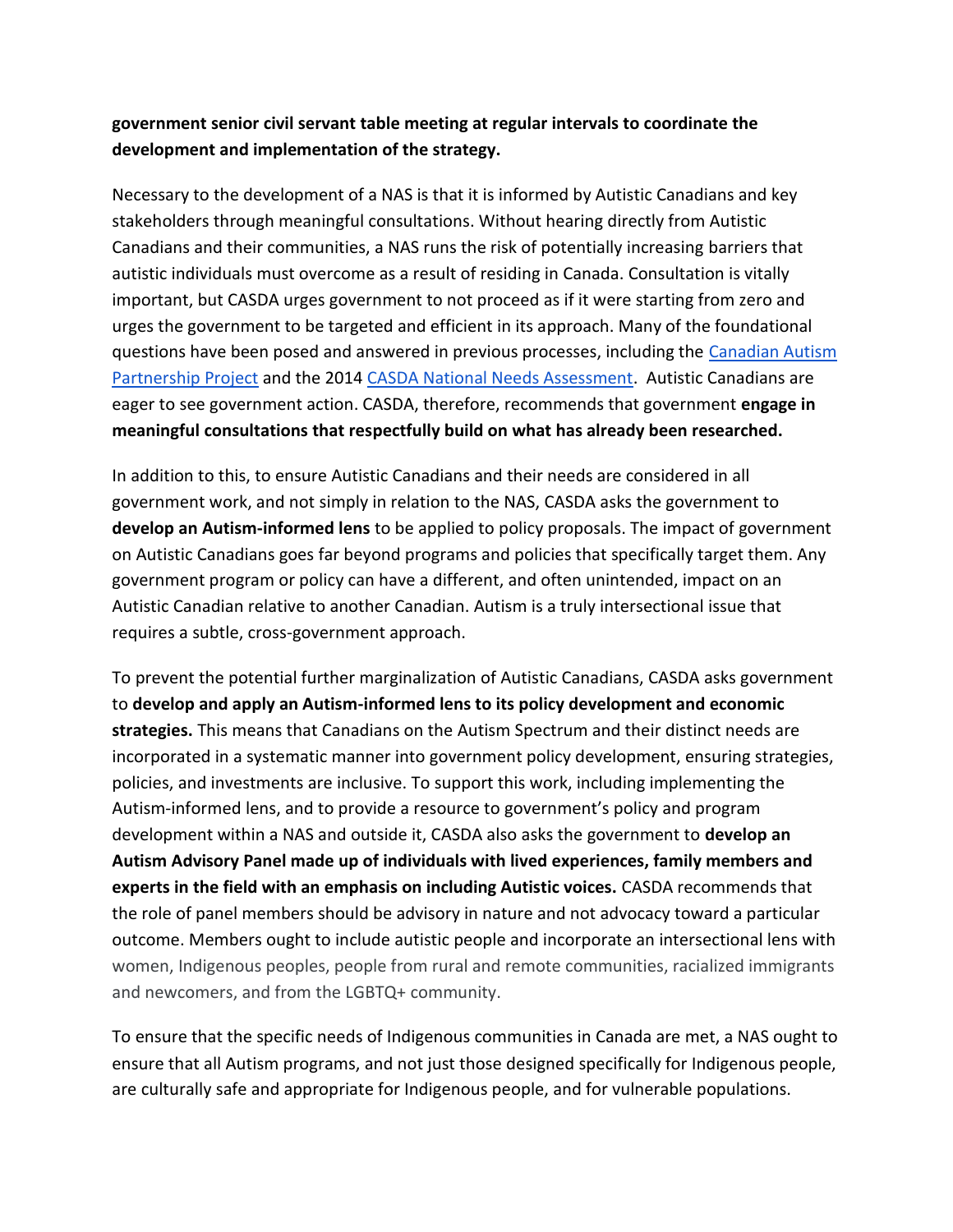**government senior civil servant table meeting at regular intervals to coordinate the development and implementation of the strategy.**

Necessary to the development of a NAS is that it is informed by Autistic Canadians and key stakeholders through meaningful consultations. Without hearing directly from Autistic Canadians and their communities, a NAS runs the risk of potentially increasing barriers that autistic individuals must overcome as a result of residing in Canada. Consultation is vitally important, but CASDA urges government to not proceed as if it were starting from zero and urges the government to be targeted and efficient in its approach. Many of the foundational questions have been posed and answered in previous processes, including the Canadian Autism Partnership Project and the 2014 CASDA National Needs Assessment. Autistic Canadians are eager to see government action. CASDA, therefore, recommends that government **engage in meaningful consultations that respectfully build on what has already been researched.**

In addition to this, to ensure Autistic Canadians and their needs are considered in all government work, and not simply in relation to the NAS, CASDA asks the government to **develop an Autism-informed lens** to be applied to policy proposals. The impact of government on Autistic Canadians goes far beyond programs and policies that specifically target them. Any government program or policy can have a different, and often unintended, impact on an Autistic Canadian relative to another Canadian. Autism is a truly intersectional issue that requires a subtle, cross-government approach.

To prevent the potential further marginalization of Autistic Canadians, CASDA asks government to **develop and apply an Autism-informed lens to its policy development and economic strategies.** This means that Canadians on the Autism Spectrum and their distinct needs are incorporated in a systematic manner into government policy development, ensuring strategies, policies, and investments are inclusive. To support this work, including implementing the Autism-informed lens, and to provide a resource to government's policy and program development within a NAS and outside it, CASDA also asks the government to **develop an Autism Advisory Panel made up of individuals with lived experiences, family members and experts in the field with an emphasis on including Autistic voices.** CASDA recommends that the role of panel members should be advisory in nature and not advocacy toward a particular outcome. Members ought to include autistic people and incorporate an intersectional lens with women, Indigenous peoples, people from rural and remote communities, racialized immigrants and newcomers, and from the LGBTQ+ community.

To ensure that the specific needs of Indigenous communities in Canada are met, a NAS ought to ensure that all Autism programs, and not just those designed specifically for Indigenous people, are culturally safe and appropriate for Indigenous people, and for vulnerable populations.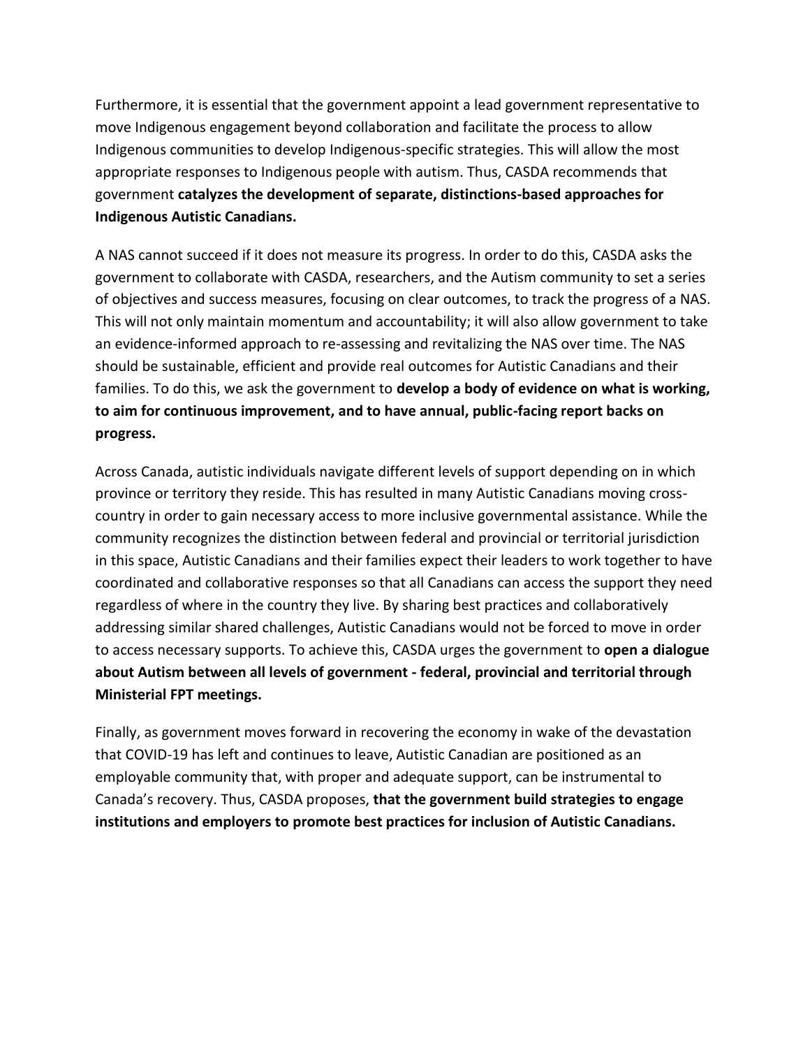Furthermore, it is essential that the government appoint a lead government representative to move Indigenous engagement beyond collaboration and facilitate the process to allow Indigenous communities to develop Indigenous-specific strategies. This will allow the most appropriate responses to Indigenous people with autism. Thus, CASDA recommends that government **catalyzes the development of separate, distinctions-based approaches for Indigenous Autistic Canadians.**

A NAS cannot succeed if it does not measure its progress. In order to do this, CASDA asks the government to collaborate with CASDA, researchers, and the Autism community to set a series of objectives and success measures, focusing on clear outcomes, to track the progress of a NAS. This will not only maintain momentum and accountability; it will also allow government to take an evidence-informed approach to re-assessing and revitalizing the NAS over time. The NAS should be sustainable, efficient and provide real outcomes for Autistic Canadians and their families. To do this, we ask the government to **develop a body of evidence on what is working, to aim for continuous improvement, and to have annual, public-facing report backs on progress.**

Across Canada, autistic individuals navigate different levels of support depending on in which province or territory they reside. This has resulted in many Autistic Canadians moving cross-country in order to gain necessary access to more inclusive governmental assistance. While the community recognizes the distinction between federal and provincial or territorial jurisdiction in this space, Autistic Canadians and their families expect their leaders to work together to have coordinated and collaborative responses so that all Canadians can access the support they need regardless of where in the country they live. By sharing best practices and collaboratively addressing similar shared challenges, Autistic Canadians would not be forced to move in order to access necessary supports. To achieve this, CASDA urges the government to **open a dialogue about Autism between all levels of government - federal, provincial and territorial through Ministerial FPT meetings.**

Finally, as government moves forward in recovering the economy in wake of the devastation that COVID-19 has left and continues to leave, Autistic Canadian are positioned as an employable community that, with proper and adequate support, can be instrumental to Canada's recovery. Thus, CASDA proposes, **that the government build strategies to engage institutions and employers to promote best practices for inclusion of Autistic Canadians.**